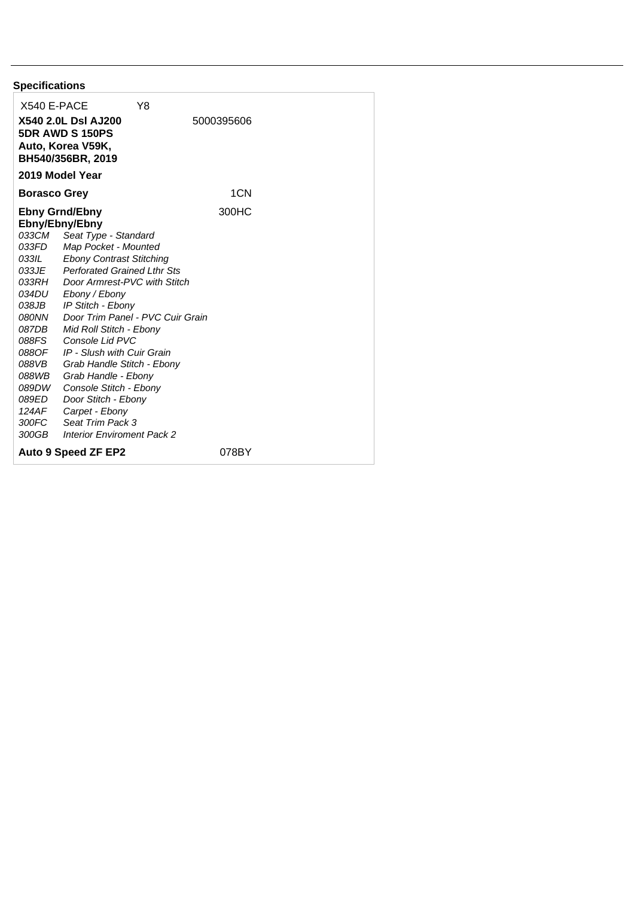## Specifications

X540 E-PACE Y8

**X540 2.0L Dsl AJ200 5DR AWD S 150PS Auto, Korea V59K, BH540/356BR, 2019** 5000395606

**2019 Model Year**

**Borasco Grey** 1CN

**Ebny Grnd/Ebny Ebny/Ebny/Ebny** 300HC

| | |
|---|---|
| *033CM* | *Seat Type - Standard* |
| *033FD* | *Map Pocket - Mounted* |
| *033IL* | *Ebony Contrast Stitching* |
| *033JE* | *Perforated Grained Lthr Sts* |
| *033RH* | *Door Armrest-PVC with Stitch* |
| *034DU* | *Ebony / Ebony* |
| *038JB* | *IP Stitch - Ebony* |
| *080NN* | *Door Trim Panel - PVC Cuir Grain* |
| *087DB* | *Mid Roll Stitch - Ebony* |
| *088FS* | *Console Lid PVC* |
| *088OF* | *IP - Slush with Cuir Grain* |
| *088VB* | *Grab Handle Stitch - Ebony* |
| *088WB* | *Grab Handle - Ebony* |
| *089DW* | *Console Stitch - Ebony* |
| *089ED* | *Door Stitch - Ebony* |
| *124AF* | *Carpet - Ebony* |
| *300FC* | *Seat Trim Pack 3* |
| *300GB* | *Interior Enviroment Pack 2* |

**Auto 9 Speed ZF EP2** 078BY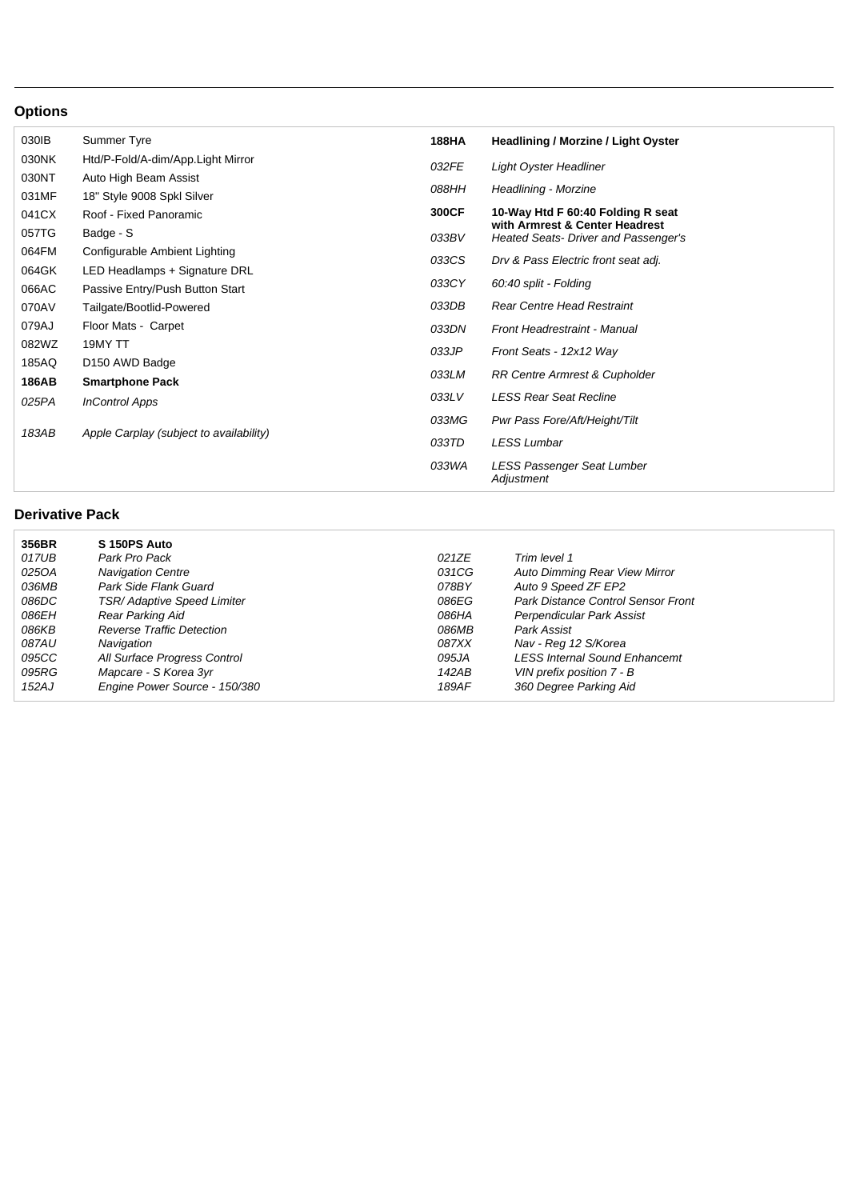## Options

| | | | |
|---|---|---|---|
| 030IB | Summer Tyre | **188HA** | **Headlining / Morzine / Light Oyster** |
| 030NK | Htd/P-Fold/A-dim/App.Light Mirror | *032FE* | *Light Oyster Headliner* |
| 030NT | Auto High Beam Assist | *088HH* | *Headlining - Morzine* |
| 031MF | 18" Style 9008 Spkl Silver | **300CF** | **10-Way Htd F 60:40 Folding R seat with Armrest & Center Headrest** |
| 041CX | Roof - Fixed Panoramic | *033BV* | *Heated Seats- Driver and Passenger's* |
| 057TG | Badge - S | *033CS* | *Drv & Pass Electric front seat adj.* |
| 064FM | Configurable Ambient Lighting | *033CY* | *60:40 split - Folding* |
| 064GK | LED Headlamps + Signature DRL | *033DB* | *Rear Centre Head Restraint* |
| 066AC | Passive Entry/Push Button Start | *033DN* | *Front Headrestraint - Manual* |
| 070AV | Tailgate/Bootlid-Powered | *033JP* | *Front Seats - 12x12 Way* |
| 079AJ | Floor Mats - Carpet | *033LM* | *RR Centre Armrest & Cupholder* |
| 082WZ | 19MY TT | *033LV* | *LESS Rear Seat Recline* |
| 185AQ | D150 AWD Badge | *033MG* | *Pwr Pass Fore/Aft/Height/Tilt* |
| **186AB** | **Smartphone Pack** | *033TD* | *LESS Lumbar* |
| *025PA* | *InControl Apps* | *033WA* | *LESS Passenger Seat Lumber Adjustment* |
| *183AB* | *Apple Carplay (subject to availability)* | | |

## Derivative Pack

| | | | |
|---|---|---|---|
| **356BR** | **S 150PS Auto** | | |
| *017UB* | *Park Pro Pack* | *021ZE* | *Trim level 1* |
| *025OA* | *Navigation Centre* | *031CG* | *Auto Dimming Rear View Mirror* |
| *036MB* | *Park Side Flank Guard* | *078BY* | *Auto 9 Speed ZF EP2* |
| *086DC* | *TSR/ Adaptive Speed Limiter* | *086EG* | *Park Distance Control Sensor Front* |
| *086EH* | *Rear Parking Aid* | *086HA* | *Perpendicular Park Assist* |
| *086KB* | *Reverse Traffic Detection* | *086MB* | *Park Assist* |
| *087AU* | *Navigation* | *087XX* | *Nav - Reg 12 S/Korea* |
| *095CC* | *All Surface Progress Control* | *095JA* | *LESS Internal Sound Enhancemt* |
| *095RG* | *Mapcare - S Korea 3yr* | *142AB* | *VIN prefix position 7 - B* |
| *152AJ* | *Engine Power Source - 150/380* | *189AF* | *360 Degree Parking Aid* |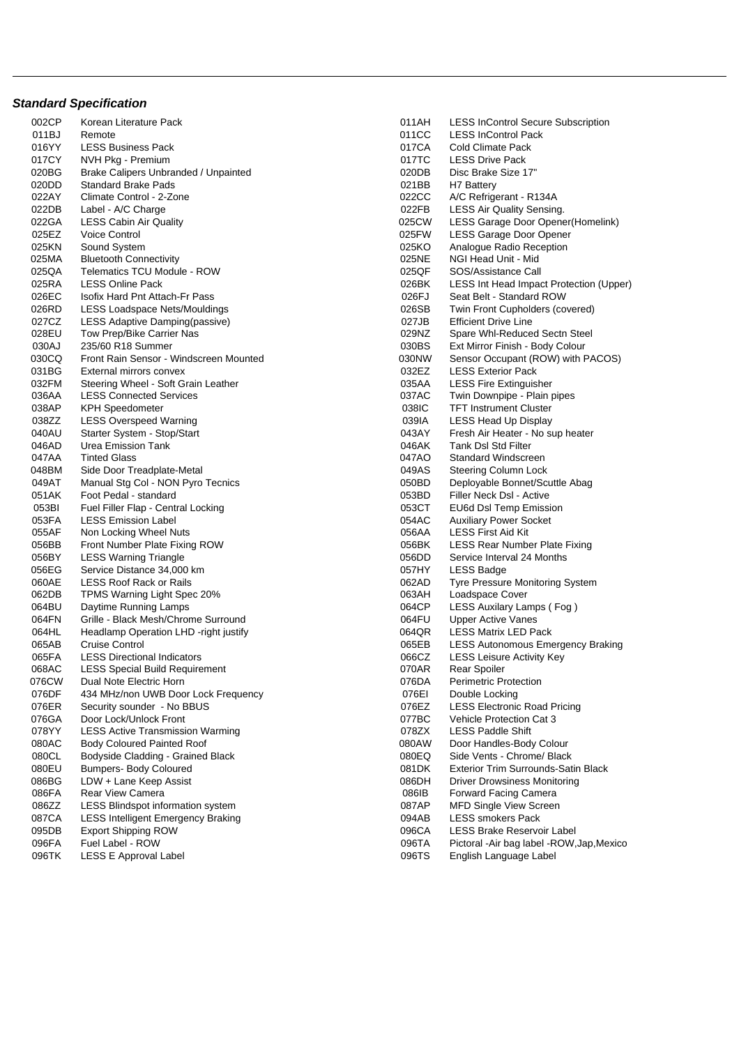### ***Standard Specification***

| | | | |
|---|---|---|---|
| 002CP | Korean Literature Pack | 011AH | LESS InControl Secure Subscription |
| 011BJ | Remote | 011CC | LESS InControl Pack |
| 016YY | LESS Business Pack | 017CA | Cold Climate Pack |
| 017CY | NVH Pkg - Premium | 017TC | LESS Drive Pack |
| 020BG | Brake Calipers Unbranded / Unpainted | 020DB | Disc Brake Size 17" |
| 020DD | Standard Brake Pads | 021BB | H7 Battery |
| 022AY | Climate Control - 2-Zone | 022CC | A/C Refrigerant - R134A |
| 022DB | Label - A/C Charge | 022FB | LESS Air Quality Sensing. |
| 022GA | LESS Cabin Air Quality | 025CW | LESS Garage Door Opener(Homelink) |
| 025EZ | Voice Control | 025FW | LESS Garage Door Opener |
| 025KN | Sound System | 025KO | Analogue Radio Reception |
| 025MA | Bluetooth Connectivity | 025NE | NGI Head Unit - Mid |
| 025QA | Telematics TCU Module - ROW | 025QF | SOS/Assistance Call |
| 025RA | LESS Online Pack | 026BK | LESS Int Head Impact Protection (Upper) |
| 026EC | Isofix Hard Pnt Attach-Fr Pass | 026FJ | Seat Belt - Standard ROW |
| 026RD | LESS Loadspace Nets/Mouldings | 026SB | Twin Front Cupholders (covered) |
| 027CZ | LESS Adaptive Damping(passive) | 027JB | Efficient Drive Line |
| 028EU | Tow Prep/Bike Carrier Nas | 029NZ | Spare Whl-Reduced Sectn Steel |
| 030AJ | 235/60 R18 Summer | 030BS | Ext Mirror Finish - Body Colour |
| 030CQ | Front Rain Sensor - Windscreen Mounted | 030NW | Sensor Occupant (ROW) with PACOS) |
| 031BG | External mirrors convex | 032EZ | LESS Exterior Pack |
| 032FM | Steering Wheel - Soft Grain Leather | 035AA | LESS Fire Extinguisher |
| 036AA | LESS Connected Services | 037AC | Twin Downpipe - Plain pipes |
| 038AP | KPH Speedometer | 038IC | TFT Instrument Cluster |
| 038ZZ | LESS Overspeed Warning | 039IA | LESS Head Up Display |
| 040AU | Starter System - Stop/Start | 043AY | Fresh Air Heater - No sup heater |
| 046AD | Urea Emission Tank | 046AK | Tank Dsl Std Filter |
| 047AA | Tinted Glass | 047AO | Standard Windscreen |
| 048BM | Side Door Treadplate-Metal | 049AS | Steering Column Lock |
| 049AT | Manual Stg Col - NON Pyro Tecnics | 050BD | Deployable Bonnet/Scuttle Abag |
| 051AK | Foot Pedal - standard | 053BD | Filler Neck Dsl - Active |
| 053BI | Fuel Filler Flap - Central Locking | 053CT | EU6d Dsl Temp Emission |
| 053FA | LESS Emission Label | 054AC | Auxiliary Power Socket |
| 055AF | Non Locking Wheel Nuts | 056AA | LESS First Aid Kit |
| 056BB | Front Number Plate Fixing ROW | 056BK | LESS Rear Number Plate Fixing |
| 056BY | LESS Warning Triangle | 056DD | Service Interval 24 Months |
| 056EG | Service Distance 34,000 km | 057HY | LESS Badge |
| 060AE | LESS Roof Rack or Rails | 062AD | Tyre Pressure Monitoring System |
| 062DB | TPMS Warning Light Spec 20% | 063AH | Loadspace Cover |
| 064BU | Daytime Running Lamps | 064CP | LESS Auxilary Lamps ( Fog ) |
| 064FN | Grille - Black Mesh/Chrome Surround | 064FU | Upper Active Vanes |
| 064HL | Headlamp Operation LHD -right justify | 064QR | LESS Matrix LED Pack |
| 065AB | Cruise Control | 065EB | LESS Autonomous Emergency Braking |
| 065FA | LESS Directional Indicators | 066CZ | LESS Leisure Activity Key |
| 068AC | LESS Special Build Requirement | 070AR | Rear Spoiler |
| 076CW | Dual Note Electric Horn | 076DA | Perimetric Protection |
| 076DF | 434 MHz/non UWB Door Lock Frequency | 076EI | Double Locking |
| 076ER | Security sounder - No BBUS | 076EZ | LESS Electronic Road Pricing |
| 076GA | Door Lock/Unlock Front | 077BC | Vehicle Protection Cat 3 |
| 078YY | LESS Active Transmission Warming | 078ZX | LESS Paddle Shift |
| 080AC | Body Coloured Painted Roof | 080AW | Door Handles-Body Colour |
| 080CL | Bodyside Cladding - Grained Black | 080EQ | Side Vents - Chrome/ Black |
| 080EU | Bumpers- Body Coloured | 081DK | Exterior Trim Surrounds-Satin Black |
| 086BG | LDW + Lane Keep Assist | 086DH | Driver Drowsiness Monitoring |
| 086FA | Rear View Camera | 086IB | Forward Facing Camera |
| 086ZZ | LESS Blindspot information system | 087AP | MFD Single View Screen |
| 087CA | LESS Intelligent Emergency Braking | 094AB | LESS smokers Pack |
| 095DB | Export Shipping ROW | 096CA | LESS Brake Reservoir Label |
| 096FA | Fuel Label - ROW | 096TA | Pictoral -Air bag label -ROW,Jap,Mexico |
| 096TK | LESS E Approval Label | 096TS | English Language Label |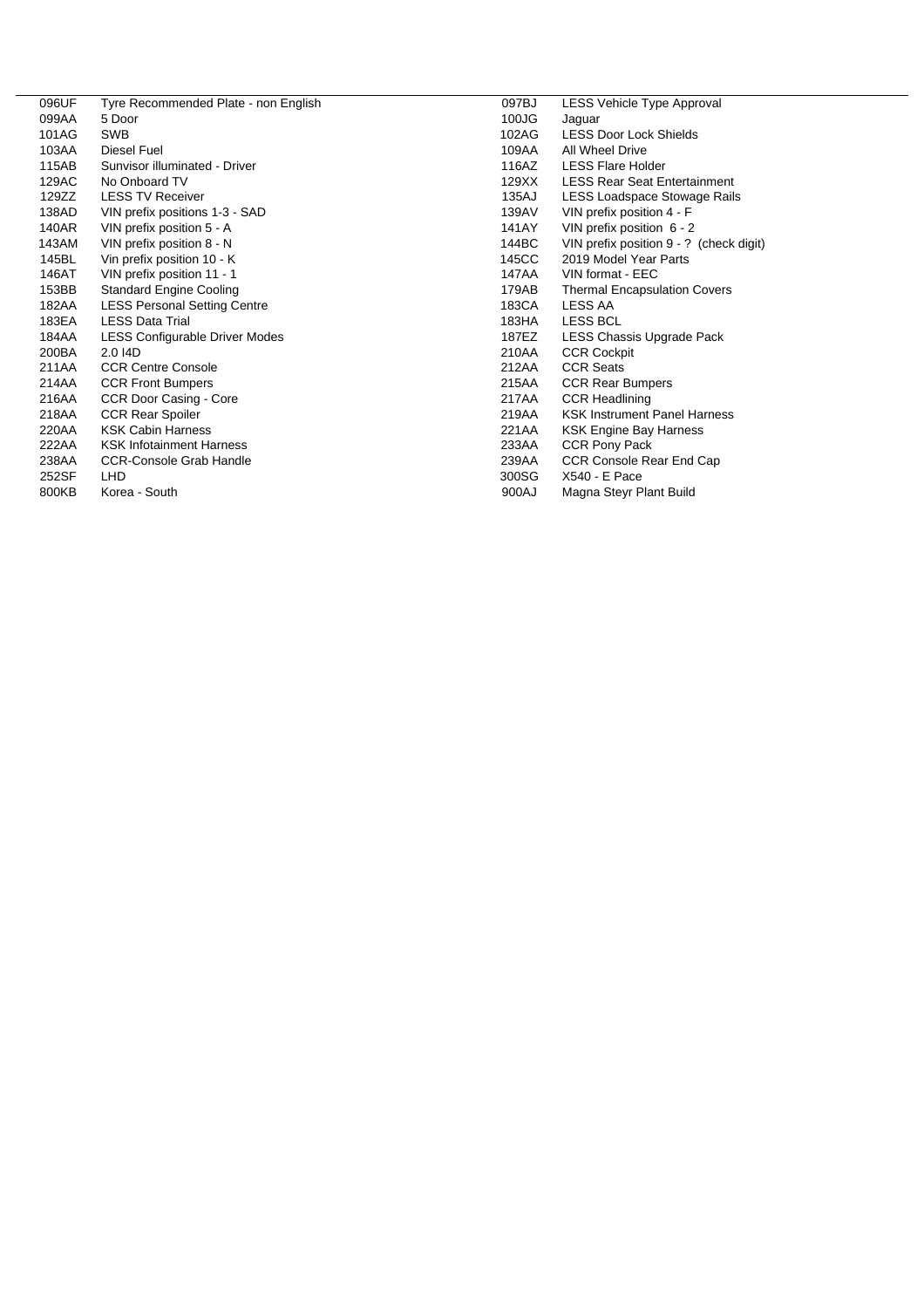| | | | |
|---|---|---|---|
| 096UF | Tyre Recommended Plate - non English | 097BJ | LESS Vehicle Type Approval |
| 099AA | 5 Door | 100JG | Jaguar |
| 101AG | SWB | 102AG | LESS Door Lock Shields |
| 103AA | Diesel Fuel | 109AA | All Wheel Drive |
| 115AB | Sunvisor illuminated - Driver | 116AZ | LESS Flare Holder |
| 129AC | No Onboard TV | 129XX | LESS Rear Seat Entertainment |
| 129ZZ | LESS TV Receiver | 135AJ | LESS Loadspace Stowage Rails |
| 138AD | VIN prefix positions 1-3 - SAD | 139AV | VIN prefix position 4 - F |
| 140AR | VIN prefix position 5 - A | 141AY | VIN prefix position 6 - 2 |
| 143AM | VIN prefix position 8 - N | 144BC | VIN prefix position 9 - ? (check digit) |
| 145BL | Vin prefix position 10 - K | 145CC | 2019 Model Year Parts |
| 146AT | VIN prefix position 11 - 1 | 147AA | VIN format - EEC |
| 153BB | Standard Engine Cooling | 179AB | Thermal Encapsulation Covers |
| 182AA | LESS Personal Setting Centre | 183CA | LESS AA |
| 183EA | LESS Data Trial | 183HA | LESS BCL |
| 184AA | LESS Configurable Driver Modes | 187EZ | LESS Chassis Upgrade Pack |
| 200BA | 2.0 I4D | 210AA | CCR Cockpit |
| 211AA | CCR Centre Console | 212AA | CCR Seats |
| 214AA | CCR Front Bumpers | 215AA | CCR Rear Bumpers |
| 216AA | CCR Door Casing - Core | 217AA | CCR Headlining |
| 218AA | CCR Rear Spoiler | 219AA | KSK Instrument Panel Harness |
| 220AA | KSK Cabin Harness | 221AA | KSK Engine Bay Harness |
| 222AA | KSK Infotainment Harness | 233AA | CCR Pony Pack |
| 238AA | CCR-Console Grab Handle | 239AA | CCR Console Rear End Cap |
| 252SF | LHD | 300SG | X540 - E Pace |
| 800KB | Korea - South | 900AJ | Magna Steyr Plant Build |